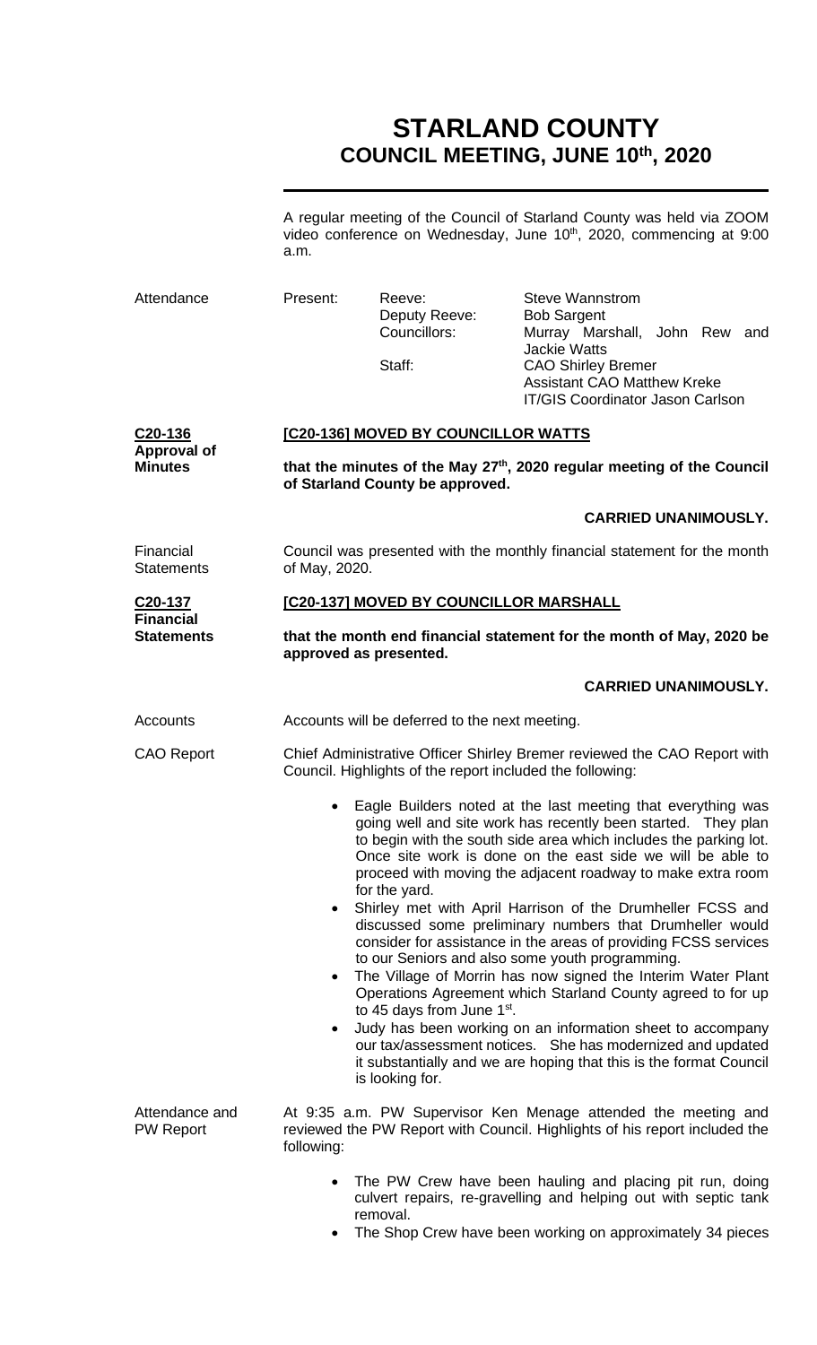# STARLAND COUNTY
## COUNCIL MEETING, JUNE 10th, 2020

A regular meeting of the Council of Starland County was held via ZOOM video conference on Wednesday, June 10th, 2020, commencing at 9:00 a.m.

**Attendance**

| Present: | Reeve: | Steve Wannstrom |
|---|---|---|
| | Deputy Reeve: | Bob Sargent |
| | Councillors: | Murray Marshall, John Rew and Jackie Watts |
| | Staff: | CAO Shirley Bremer |
| | | Assistant CAO Matthew Kreke |
| | | IT/GIS Coordinator Jason Carlson |

**C20-136 Approval of Minutes**

**[C20-136] MOVED BY COUNCILLOR WATTS**

**that the minutes of the May 27th, 2020 regular meeting of the Council of Starland County be approved.**

**CARRIED UNANIMOUSLY.**

**Financial Statements**

Council was presented with the monthly financial statement for the month of May, 2020.

**C20-137 Financial Statements**

**[C20-137] MOVED BY COUNCILLOR MARSHALL**

**that the month end financial statement for the month of May, 2020 be approved as presented.**

**CARRIED UNANIMOUSLY.**

**Accounts**

Accounts will be deferred to the next meeting.

**CAO Report**

Chief Administrative Officer Shirley Bremer reviewed the CAO Report with Council. Highlights of the report included the following:

- Eagle Builders noted at the last meeting that everything was going well and site work has recently been started. They plan to begin with the south side area which includes the parking lot. Once site work is done on the east side we will be able to proceed with moving the adjacent roadway to make extra room for the yard.
- Shirley met with April Harrison of the Drumheller FCSS and discussed some preliminary numbers that Drumheller would consider for assistance in the areas of providing FCSS services to our Seniors and also some youth programming.
- The Village of Morrin has now signed the Interim Water Plant Operations Agreement which Starland County agreed to for up to 45 days from June 1st.
- Judy has been working on an information sheet to accompany our tax/assessment notices. She has modernized and updated it substantially and we are hoping that this is the format Council is looking for.

**Attendance and PW Report**

At 9:35 a.m. PW Supervisor Ken Menage attended the meeting and reviewed the PW Report with Council. Highlights of his report included the following:

- The PW Crew have been hauling and placing pit run, doing culvert repairs, re-gravelling and helping out with septic tank removal.
- The Shop Crew have been working on approximately 34 pieces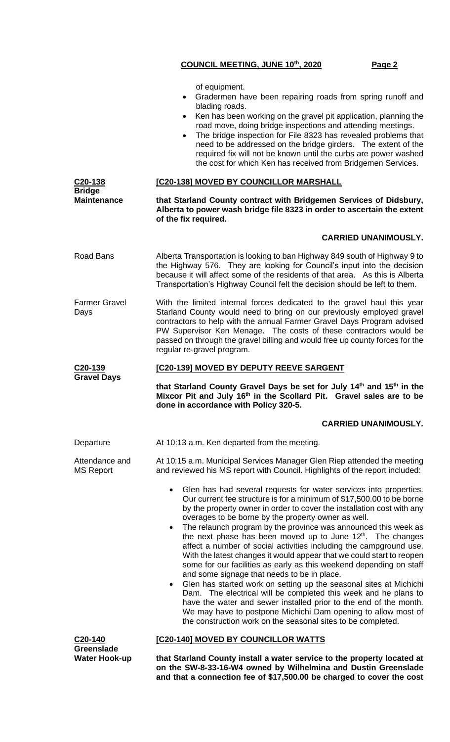of equipment.

- Gradermen have been repairing roads from spring runoff and blading roads.
- Ken has been working on the gravel pit application, planning the road move, doing bridge inspections and attending meetings.
- The bridge inspection for File 8323 has revealed problems that need to be addressed on the bridge girders. The extent of the required fix will not be known until the curbs are power washed the cost for which Ken has received from Bridgemen Services.

**C20-138 Bridge Maintenance**

**[C20-138] MOVED BY COUNCILLOR MARSHALL**

**that Starland County contract with Bridgemen Services of Didsbury, Alberta to power wash bridge file 8323 in order to ascertain the extent of the fix required.**

**CARRIED UNANIMOUSLY.**

Road Bans

Alberta Transportation is looking to ban Highway 849 south of Highway 9 to the Highway 576. They are looking for Council's input into the decision because it will affect some of the residents of that area. As this is Alberta Transportation's Highway Council felt the decision should be left to them.

Farmer Gravel Days

With the limited internal forces dedicated to the gravel haul this year Starland County would need to bring on our previously employed gravel contractors to help with the annual Farmer Gravel Days Program advised PW Supervisor Ken Menage. The costs of these contractors would be passed on through the gravel billing and would free up county forces for the regular re-gravel program.

**C20-139 Gravel Days**

**[C20-139] MOVED BY DEPUTY REEVE SARGENT**

**that Starland County Gravel Days be set for July 14th and 15th in the Mixcor Pit and July 16th in the Scollard Pit. Gravel sales are to be done in accordance with Policy 320-5.**

**CARRIED UNANIMOUSLY.**

Departure

At 10:13 a.m. Ken departed from the meeting.

Attendance and MS Report

At 10:15 a.m. Municipal Services Manager Glen Riep attended the meeting and reviewed his MS report with Council. Highlights of the report included:

- Glen has had several requests for water services into properties. Our current fee structure is for a minimum of $17,500.00 to be borne by the property owner in order to cover the installation cost with any overages to be borne by the property owner as well.
- The relaunch program by the province was announced this week as the next phase has been moved up to June 12th. The changes affect a number of social activities including the campground use. With the latest changes it would appear that we could start to reopen some for our facilities as early as this weekend depending on staff and some signage that needs to be in place.
- Glen has started work on setting up the seasonal sites at Michichi Dam. The electrical will be completed this week and he plans to have the water and sewer installed prior to the end of the month. We may have to postpone Michichi Dam opening to allow most of the construction work on the seasonal sites to be completed.

**C20-140 Greenslade Water Hook-up**

**[C20-140] MOVED BY COUNCILLOR WATTS**

**that Starland County install a water service to the property located at on the SW-8-33-16-W4 owned by Wilhelmina and Dustin Greenslade and that a connection fee of $17,500.00 be charged to cover the cost**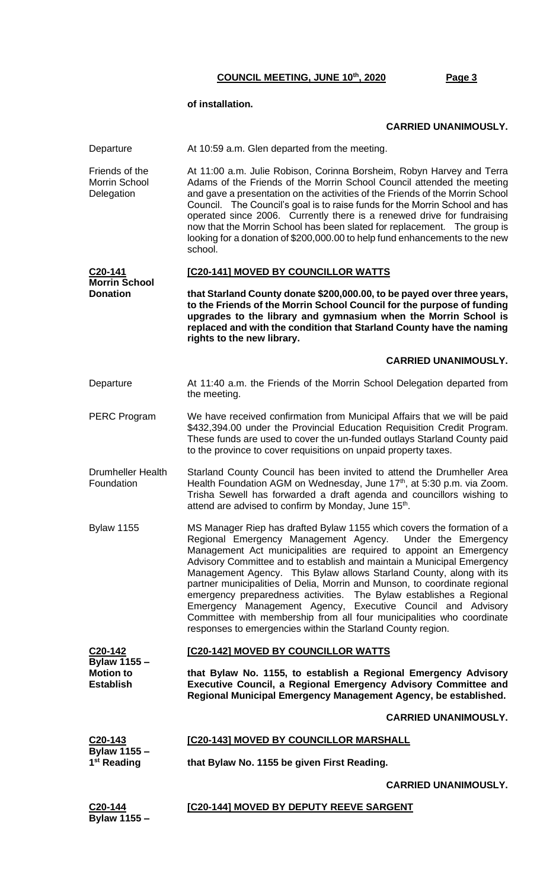**of installation.**

**CARRIED UNANIMOUSLY.**

Departure — At 10:59 a.m. Glen departed from the meeting.

Friends of the Morrin School Delegation — At 11:00 a.m. Julie Robison, Corinna Borsheim, Robyn Harvey and Terra Adams of the Friends of the Morrin School Council attended the meeting and gave a presentation on the activities of the Friends of the Morrin School Council. The Council's goal is to raise funds for the Morrin School and has operated since 2006. Currently there is a renewed drive for fundraising now that the Morrin School has been slated for replacement. The group is looking for a donation of $200,000.00 to help fund enhancements to the new school.

**C20-141**
**Morrin School Donation**

**[C20-141] MOVED BY COUNCILLOR WATTS**

**that Starland County donate $200,000.00, to be payed over three years, to the Friends of the Morrin School Council for the purpose of funding upgrades to the library and gymnasium when the Morrin School is replaced and with the condition that Starland County have the naming rights to the new library.**

**CARRIED UNANIMOUSLY.**

Departure — At 11:40 a.m. the Friends of the Morrin School Delegation departed from the meeting.

PERC Program — We have received confirmation from Municipal Affairs that we will be paid $432,394.00 under the Provincial Education Requisition Credit Program. These funds are used to cover the un-funded outlays Starland County paid to the province to cover requisitions on unpaid property taxes.

Drumheller Health Foundation — Starland County Council has been invited to attend the Drumheller Area Health Foundation AGM on Wednesday, June 17th, at 5:30 p.m. via Zoom. Trisha Sewell has forwarded a draft agenda and councillors wishing to attend are advised to confirm by Monday, June 15th.

Bylaw 1155 — MS Manager Riep has drafted Bylaw 1155 which covers the formation of a Regional Emergency Management Agency. Under the Emergency Management Act municipalities are required to appoint an Emergency Advisory Committee and to establish and maintain a Municipal Emergency Management Agency. This Bylaw allows Starland County, along with its partner municipalities of Delia, Morrin and Munson, to coordinate regional emergency preparedness activities. The Bylaw establishes a Regional Emergency Management Agency, Executive Council and Advisory Committee with membership from all four municipalities who coordinate responses to emergencies within the Starland County region.

**C20-142**
**Bylaw 1155 – Motion to Establish**

**[C20-142] MOVED BY COUNCILLOR WATTS**

**that Bylaw No. 1155, to establish a Regional Emergency Advisory Executive Council, a Regional Emergency Advisory Committee and Regional Municipal Emergency Management Agency, be established.**

**CARRIED UNANIMOUSLY.**

**C20-143**
**Bylaw 1155 – 1st Reading**

**[C20-143] MOVED BY COUNCILLOR MARSHALL**

**that Bylaw No. 1155 be given First Reading.**

**CARRIED UNANIMOUSLY.**

**C20-144**
**Bylaw 1155 –**

**[C20-144] MOVED BY DEPUTY REEVE SARGENT**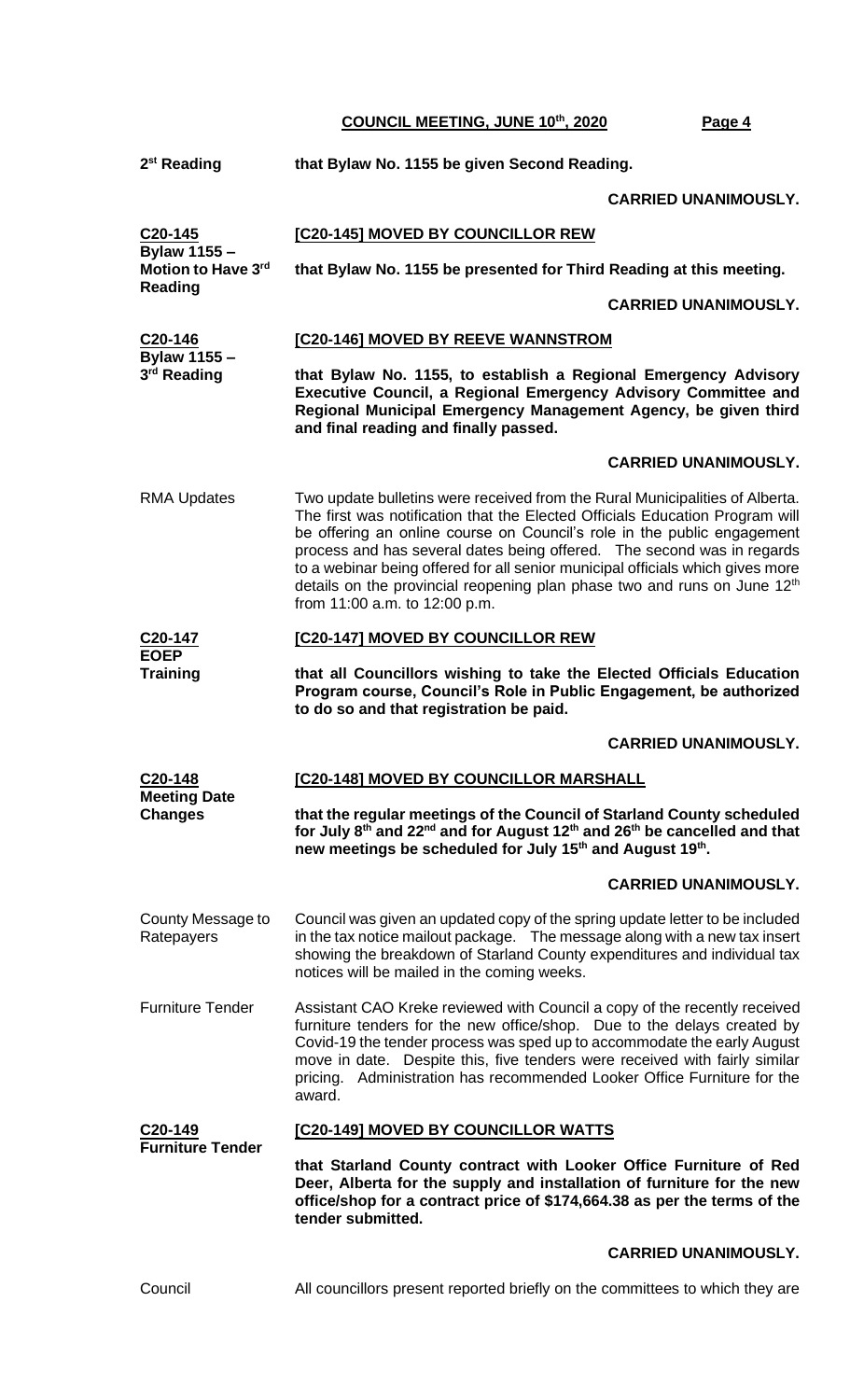| | |
|---|---|
| 2nd Reading | **that Bylaw No. 1155 be given Second Reading.** |
| | **CARRIED UNANIMOUSLY.** |
| **C20-145**<br>**Bylaw 1155 – Motion to Have 3rd Reading** | **[C20-145] MOVED BY COUNCILLOR REW**<br><br>**that Bylaw No. 1155 be presented for Third Reading at this meeting.** |
| | **CARRIED UNANIMOUSLY.** |
| **C20-146**<br>**Bylaw 1155 – 3rd Reading** | **[C20-146] MOVED BY REEVE WANNSTROM**<br><br>**that Bylaw No. 1155, to establish a Regional Emergency Advisory Executive Council, a Regional Emergency Advisory Committee and Regional Municipal Emergency Management Agency, be given third and final reading and finally passed.** |
| | **CARRIED UNANIMOUSLY.** |
| RMA Updates | Two update bulletins were received from the Rural Municipalities of Alberta. The first was notification that the Elected Officials Education Program will be offering an online course on Council's role in the public engagement process and has several dates being offered. The second was in regards to a webinar being offered for all senior municipal officials which gives more details on the provincial reopening plan phase two and runs on June 12th from 11:00 a.m. to 12:00 p.m. |
| **C20-147**<br>**EOEP Training** | **[C20-147] MOVED BY COUNCILLOR REW**<br><br>**that all Councillors wishing to take the Elected Officials Education Program course, Council's Role in Public Engagement, be authorized to do so and that registration be paid.** |
| | **CARRIED UNANIMOUSLY.** |
| **C20-148**<br>**Meeting Date Changes** | **[C20-148] MOVED BY COUNCILLOR MARSHALL**<br><br>**that the regular meetings of the Council of Starland County scheduled for July 8th and 22nd and for August 12th and 26th be cancelled and that new meetings be scheduled for July 15th and August 19th.** |
| | **CARRIED UNANIMOUSLY.** |
| County Message to Ratepayers | Council was given an updated copy of the spring update letter to be included in the tax notice mailout package. The message along with a new tax insert showing the breakdown of Starland County expenditures and individual tax notices will be mailed in the coming weeks. |
| Furniture Tender | Assistant CAO Kreke reviewed with Council a copy of the recently received furniture tenders for the new office/shop. Due to the delays created by Covid-19 the tender process was sped up to accommodate the early August move in date. Despite this, five tenders were received with fairly similar pricing. Administration has recommended Looker Office Furniture for the award. |
| **C20-149**<br>**Furniture Tender** | **[C20-149] MOVED BY COUNCILLOR WATTS**<br><br>**that Starland County contract with Looker Office Furniture of Red Deer, Alberta for the supply and installation of furniture for the new office/shop for a contract price of $174,664.38 as per the terms of the tender submitted.** |
| | **CARRIED UNANIMOUSLY.** |
| Council | All councillors present reported briefly on the committees to which they are |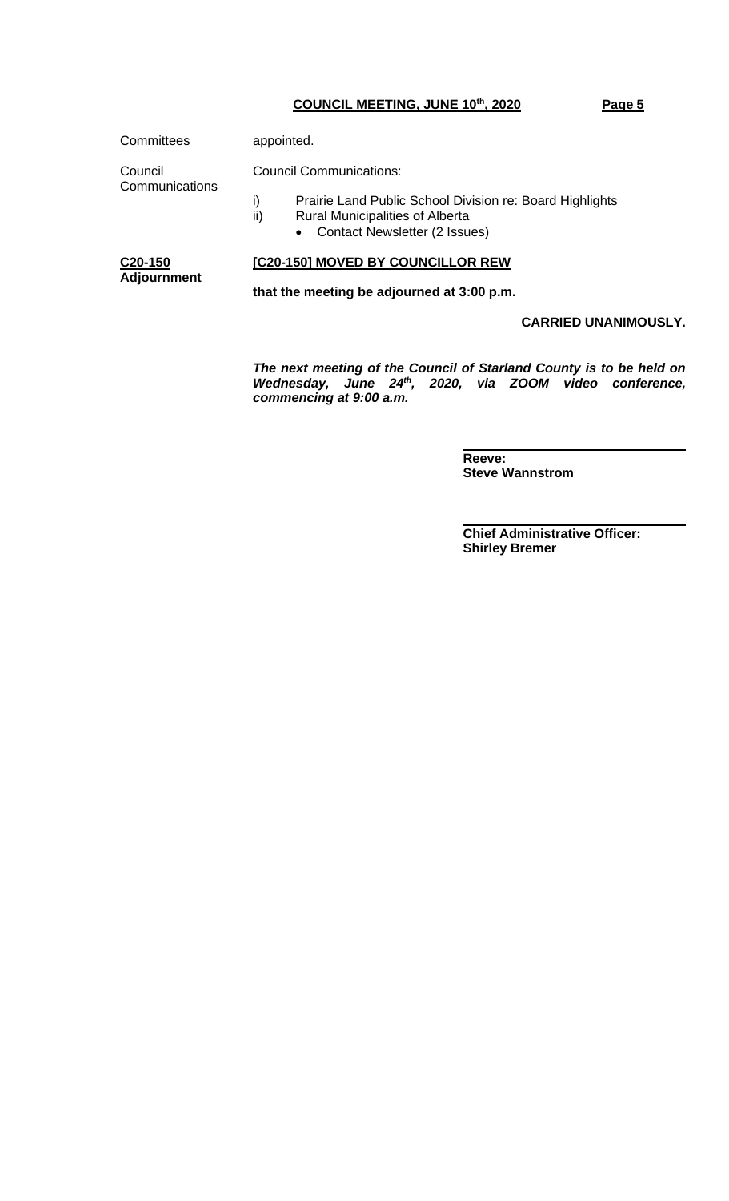Committees — appointed.

Council Communications — Council Communications:

i) Prairie Land Public School Division re: Board Highlights
ii) Rural Municipalities of Alberta
   - Contact Newsletter (2 Issues)

**C20-150**
**Adjournment**

**[C20-150] MOVED BY COUNCILLOR REW**

**that the meeting be adjourned at 3:00 p.m.**

**CARRIED UNANIMOUSLY.**

***The next meeting of the Council of Starland County is to be held on Wednesday, June 24th, 2020, via ZOOM video conference, commencing at 9:00 a.m.***

**Reeve:**
**Steve Wannstrom**

**Chief Administrative Officer:**
**Shirley Bremer**